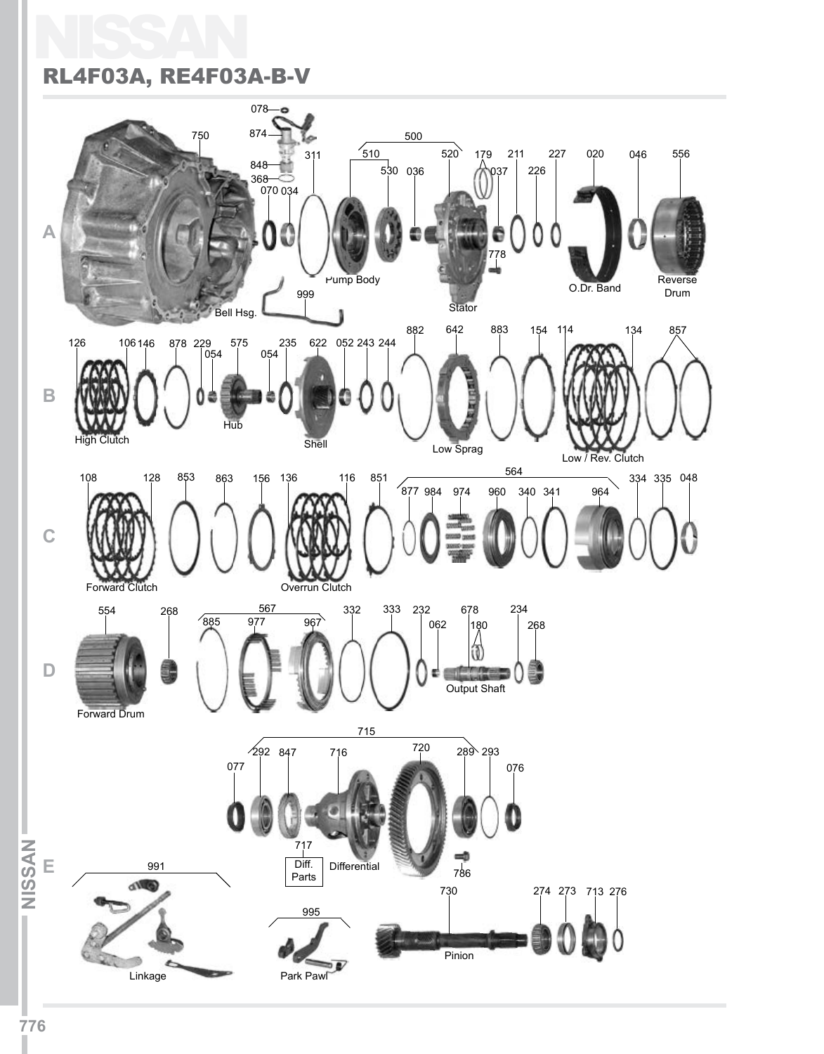# NISSAN

## RL4F03A, RE4F03A-B-V

**A**

078, 874, 750, 848, 368, 070, 034, 311, 500, 510, 530, 036, 520, 179, 037, 211, 226, 227, 020, 046, 556, 778, 999

Bell Hsg., Pump Body, Stator, O.Dr. Band, Reverse Drum

**B**

126, 106, 146, 878, 229, 054, 575, 054, 235, 622, 052, 243, 244, 882, 642, 883, 154, 114, 134, 857

High Clutch, Hub, Shell, Low Sprag, Low / Rev. Clutch

**C**

108, 128, 853, 863, 156, 136, 116, 851, 564, 877, 984, 974, 960, 340, 341, 964, 334, 335, 048

Forward Clutch, Overrun Clutch

**D**

554, 268, 567, 885, 977, 967, 332, 333, 232, 062, 678, 180, 234, 268

Forward Drum, Output Shaft

**E**

715, 077, 292, 847, 716, 720, 289, 293, 076, 717, 786

Diff. Parts, Differential

991, 995, 730, 274, 273, 713, 276

Linkage, Park Pawl, Pinion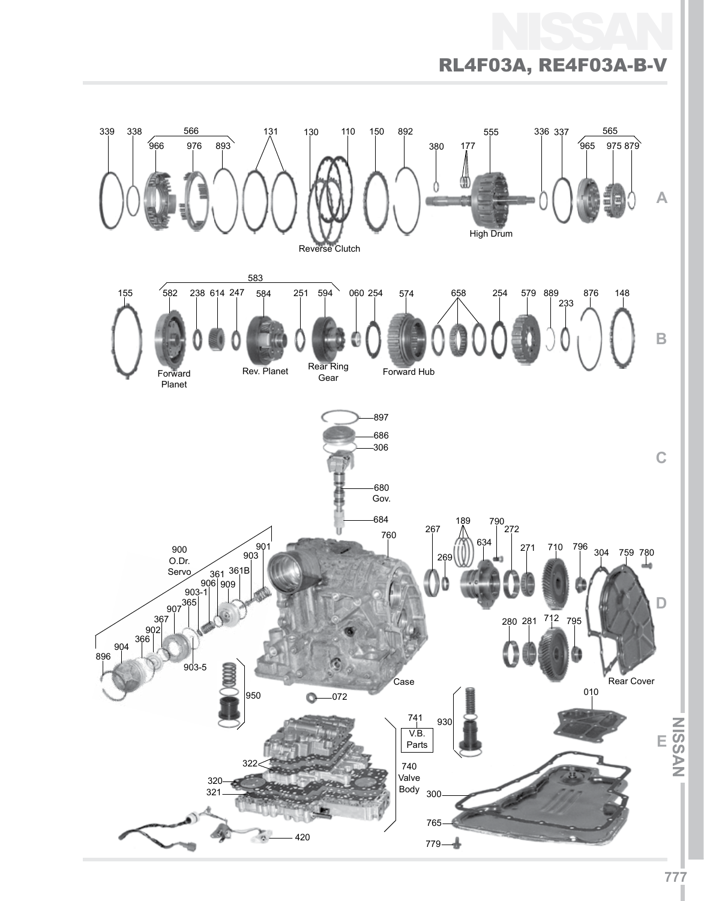# NISSAN

## RL4F03A, RE4F03A-B-V

A

339 338 566 966 976 893 131 130 110 150 892 380 177 555 336 337 565 965 975 879

Reverse Clutch

High Drum

B

583

155 582 238 614 247 584 251 594 060 254 574 658 254 579 889 233 876 148

Forward Planet

Rev. Planet

Rear Ring Gear

Forward Hub

C

897
686
306
680 Gov.
684
760

D

900 O.Dr. Servo
901
903
361
361B
906
909
903-1
365
907
367
902
366
904
896
903-5

189
790
267
272
634
269
271
710
796
304
759
780
280
281
712
795

Case

Rear Cover

950

072

010

E

741 V.B. Parts

930

322
320
321
740 Valve Body
300
765
779
420

NISSAN